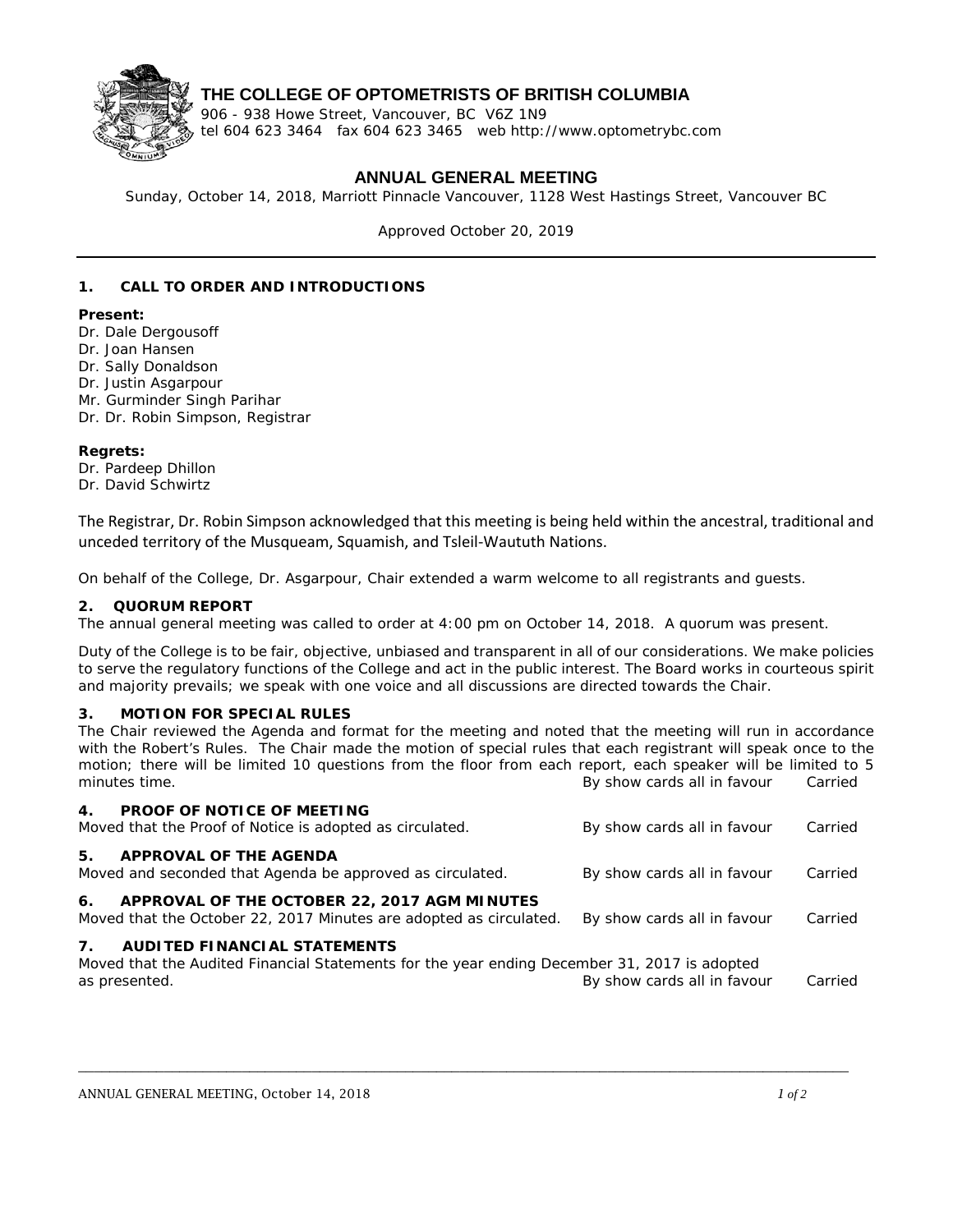# THE COLLEGE OF OPTOMETRISTS OF BRITISH COLUMBIA

906 - 938 Howe Street, Vancouver, BC V6Z 1N9
tel 604 623 3464 fax 604 623 3465 web http://www.optometrybc.com

## ANNUAL GENERAL MEETING

Sunday, October 14, 2018, Marriott Pinnacle Vancouver, 1128 West Hastings Street, Vancouver BC

Approved October 20, 2019

---

### 1. CALL TO ORDER AND INTRODUCTIONS

**Present:**
Dr. Dale Dergousoff
Dr. Joan Hansen
Dr. Sally Donaldson
Dr. Justin Asgarpour
Mr. Gurminder Singh Parihar
Dr. Dr. Robin Simpson, Registrar

**Regrets:**
Dr. Pardeep Dhillon
Dr. David Schwirtz

The Registrar, Dr. Robin Simpson acknowledged that this meeting is being held within the ancestral, traditional and unceded territory of the Musqueam, Squamish, and Tsleil-Waututh Nations.

On behalf of the College, Dr. Asgarpour, Chair extended a warm welcome to all registrants and guests.

### 2. QUORUM REPORT

The annual general meeting was called to order at 4:00 pm on October 14, 2018. A quorum was present.

Duty of the College is to be fair, objective, unbiased and transparent in all of our considerations. We make policies to serve the regulatory functions of the College and act in the public interest. The Board works in courteous spirit and majority prevails; we speak with one voice and all discussions are directed towards the Chair.

### 3. MOTION FOR SPECIAL RULES

The Chair reviewed the Agenda and format for the meeting and noted that the meeting will run in accordance with the Robert's Rules. The Chair made the motion of special rules that each registrant will speak once to the motion; there will be limited 10 questions from the floor from each report, each speaker will be limited to 5 minutes time. By show cards all in favour Carried

### 4. PROOF OF NOTICE OF MEETING

Moved that the Proof of Notice is adopted as circulated. By show cards all in favour Carried

### 5. APPROVAL OF THE AGENDA

Moved and seconded that Agenda be approved as circulated. By show cards all in favour Carried

### 6. APPROVAL OF THE OCTOBER 22, 2017 AGM MINUTES

Moved that the October 22, 2017 Minutes are adopted as circulated. By show cards all in favour Carried

### 7. AUDITED FINANCIAL STATEMENTS

Moved that the Audited Financial Statements for the year ending December 31, 2017 is adopted as presented. By show cards all in favour Carried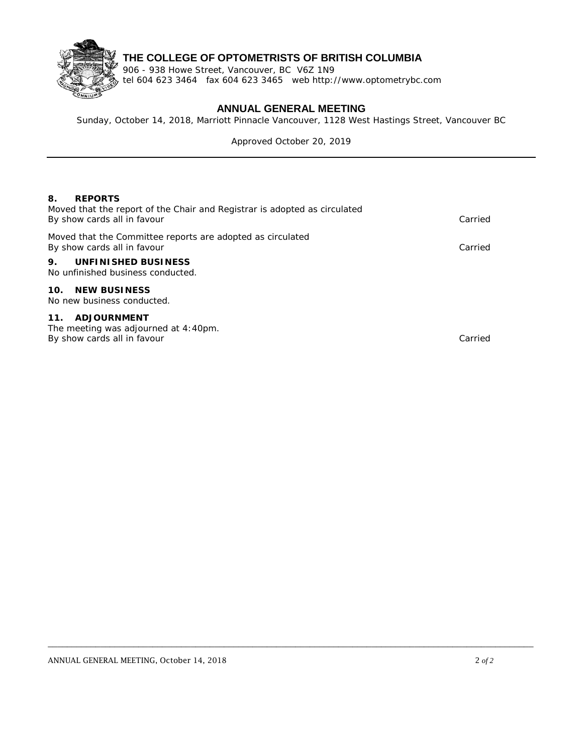# THE COLLEGE OF OPTOMETRISTS OF BRITISH COLUMBIA

906 - 938 Howe Street, Vancouver, BC V6Z 1N9
tel 604 623 3464 fax 604 623 3465 web http://www.optometrybc.com

## ANNUAL GENERAL MEETING

Sunday, October 14, 2018, Marriott Pinnacle Vancouver, 1128 West Hastings Street, Vancouver BC

Approved October 20, 2019

### 8. REPORTS

Moved that the report of the Chair and Registrar is adopted as circulated
By show cards all in favour — Carried

Moved that the Committee reports are adopted as circulated
By show cards all in favour — Carried

### 9. UNFINISHED BUSINESS

No unfinished business conducted.

### 10. NEW BUSINESS

No new business conducted.

### 11. ADJOURNMENT

The meeting was adjourned at 4:40pm.
By show cards all in favour — Carried